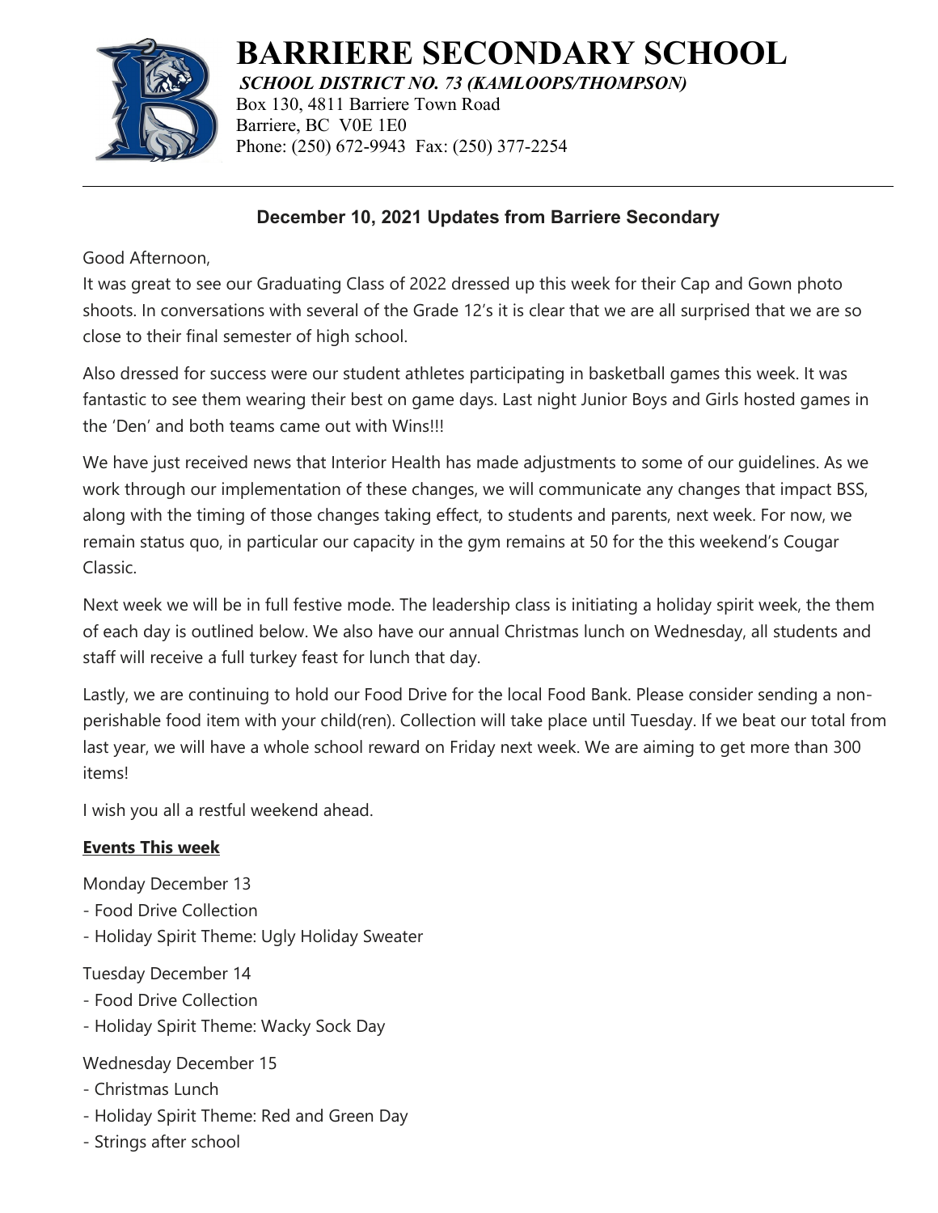# BARRIERE SECONDARY SCHOOL

***SCHOOL DISTRICT NO. 73 (KAMLOOPS/THOMPSON)***

Box 130, 4811 Barriere Town Road
Barriere, BC V0E 1E0
Phone: (250) 672-9943 Fax: (250) 377-2254

---

### December 10, 2021 Updates from Barriere Secondary

Good Afternoon,

It was great to see our Graduating Class of 2022 dressed up this week for their Cap and Gown photo shoots. In conversations with several of the Grade 12's it is clear that we are all surprised that we are so close to their final semester of high school.

Also dressed for success were our student athletes participating in basketball games this week. It was fantastic to see them wearing their best on game days. Last night Junior Boys and Girls hosted games in the 'Den' and both teams came out with Wins!!!

We have just received news that Interior Health has made adjustments to some of our guidelines. As we work through our implementation of these changes, we will communicate any changes that impact BSS, along with the timing of those changes taking effect, to students and parents, next week. For now, we remain status quo, in particular our capacity in the gym remains at 50 for the this weekend's Cougar Classic.

Next week we will be in full festive mode. The leadership class is initiating a holiday spirit week, the them of each day is outlined below. We also have our annual Christmas lunch on Wednesday, all students and staff will receive a full turkey feast for lunch that day.

Lastly, we are continuing to hold our Food Drive for the local Food Bank. Please consider sending a non-perishable food item with your child(ren). Collection will take place until Tuesday. If we beat our total from last year, we will have a whole school reward on Friday next week. We are aiming to get more than 300 items!

I wish you all a restful weekend ahead.

**Events This week**

Monday December 13
- Food Drive Collection
- Holiday Spirit Theme: Ugly Holiday Sweater

Tuesday December 14
- Food Drive Collection
- Holiday Spirit Theme: Wacky Sock Day

Wednesday December 15
- Christmas Lunch
- Holiday Spirit Theme: Red and Green Day
- Strings after school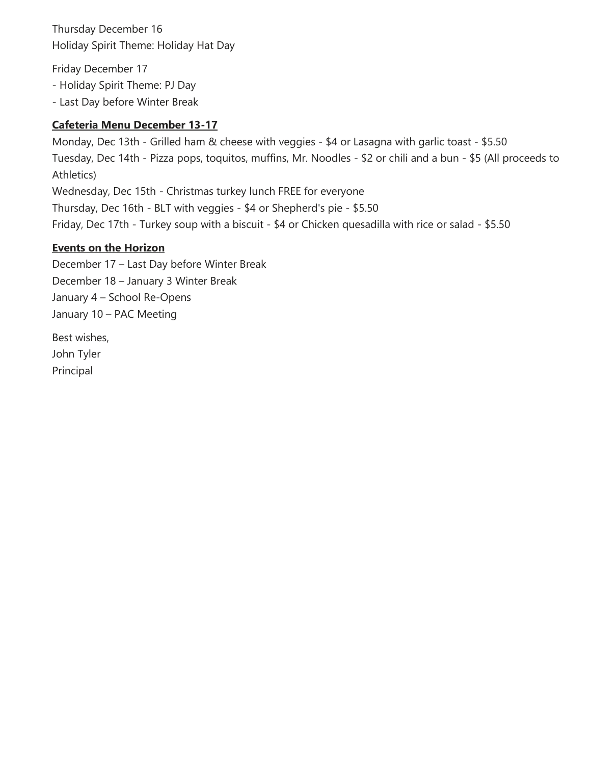Thursday December 16
Holiday Spirit Theme: Holiday Hat Day

Friday December 17
- Holiday Spirit Theme: PJ Day
- Last Day before Winter Break

**Cafeteria Menu December 13-17**

Monday, Dec 13th - Grilled ham & cheese with veggies - $4 or Lasagna with garlic toast - $5.50
Tuesday, Dec 14th - Pizza pops, toquitos, muffins, Mr. Noodles - $2 or chili and a bun - $5 (All proceeds to Athletics)
Wednesday, Dec 15th - Christmas turkey lunch FREE for everyone
Thursday, Dec 16th - BLT with veggies - $4 or Shepherd's pie - $5.50
Friday, Dec 17th - Turkey soup with a biscuit - $4 or Chicken quesadilla with rice or salad - $5.50

**Events on the Horizon**

December 17 – Last Day before Winter Break
December 18 – January 3 Winter Break
January 4 – School Re-Opens
January 10 – PAC Meeting

Best wishes,
John Tyler
Principal